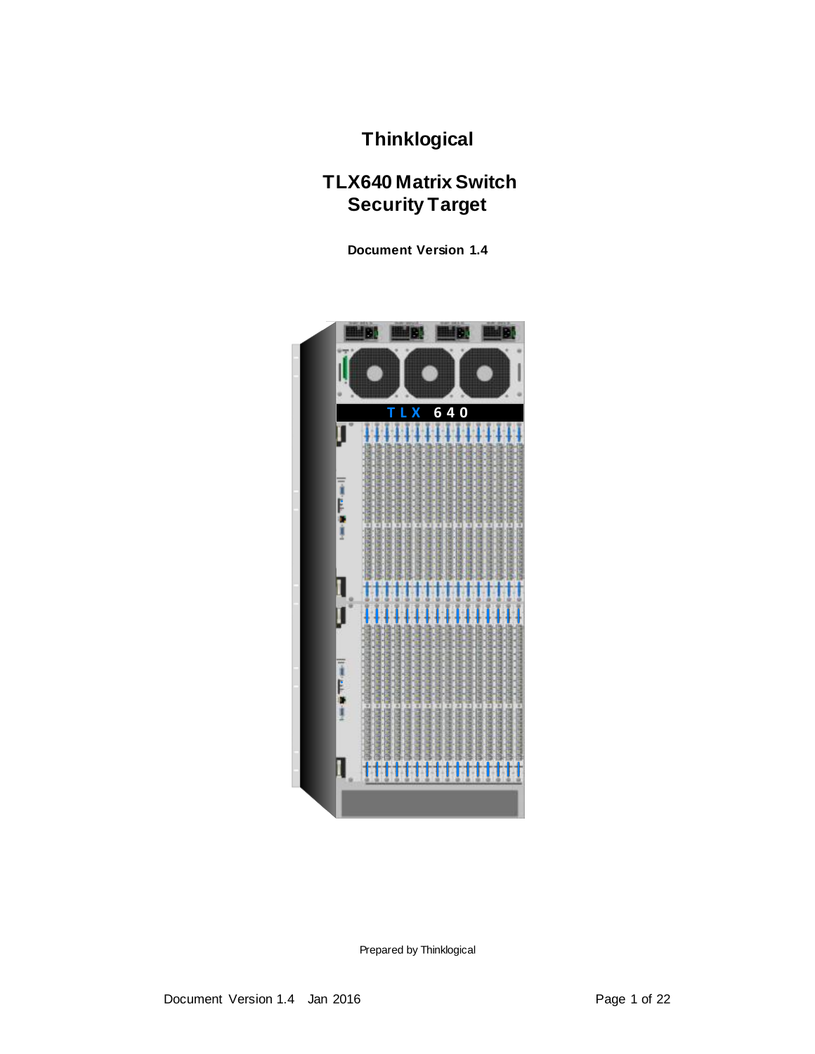# Thinklogical

## TLX640 Matrix Switch Security Target

**Document Version 1.4**

Prepared by Thinklogical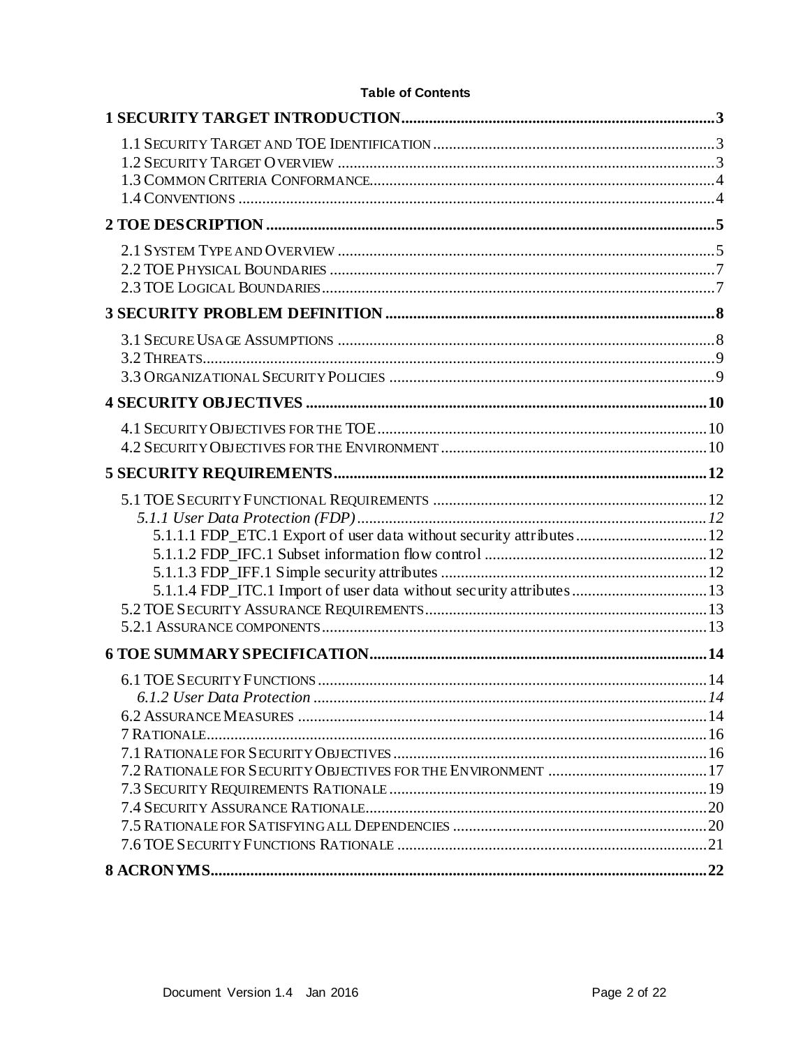**Table of Contents**

**1 SECURITY TARGET INTRODUCTION** .......... 3

- 1.1 SECURITY TARGET AND TOE IDENTIFICATION .......... 3
- 1.2 SECURITY TARGET OVERVIEW .......... 3
- 1.3 COMMON CRITERIA CONFORMANCE .......... 4
- 1.4 CONVENTIONS .......... 4

**2 TOE DESCRIPTION** .......... 5

- 2.1 SYSTEM TYPE AND OVERVIEW .......... 5
- 2.2 TOE PHYSICAL BOUNDARIES .......... 7
- 2.3 TOE LOGICAL BOUNDARIES .......... 7

**3 SECURITY PROBLEM DEFINITION** .......... 8

- 3.1 SECURE USAGE ASSUMPTIONS .......... 8
- 3.2 THREATS .......... 9
- 3.3 ORGANIZATIONAL SECURITY POLICIES .......... 9

**4 SECURITY OBJECTIVES** .......... 10

- 4.1 SECURITY OBJECTIVES FOR THE TOE .......... 10
- 4.2 SECURITY OBJECTIVES FOR THE ENVIRONMENT .......... 10

**5 SECURITY REQUIREMENTS** .......... 12

- 5.1 TOE SECURITY FUNCTIONAL REQUIREMENTS .......... 12
  - *5.1.1 User Data Protection (FDP)* .......... *12*
    - 5.1.1.1 FDP_ETC.1 Export of user data without security attributes .......... 12
    - 5.1.1.2 FDP_IFC.1 Subset information flow control .......... 12
    - 5.1.1.3 FDP_IFF.1 Simple security attributes .......... 12
    - 5.1.1.4 FDP_ITC.1 Import of user data without security attributes .......... 13
- 5.2 TOE SECURITY ASSURANCE REQUIREMENTS .......... 13
- 5.2.1 ASSURANCE COMPONENTS .......... 13

**6 TOE SUMMARY SPECIFICATION** .......... 14

- 6.1 TOE SECURITY FUNCTIONS .......... 14
  - *6.1.2 User Data Protection* .......... *14*
- 6.2 ASSURANCE MEASURES .......... 14
- 7 RATIONALE .......... 16
- 7.1 RATIONALE FOR SECURITY OBJECTIVES .......... 16
- 7.2 RATIONALE FOR SECURITY OBJECTIVES FOR THE ENVIRONMENT .......... 17
- 7.3 SECURITY REQUIREMENTS RATIONALE .......... 19
- 7.4 SECURITY ASSURANCE RATIONALE .......... 20
- 7.5 RATIONALE FOR SATISFYING ALL DEPENDENCIES .......... 20
- 7.6 TOE SECURITY FUNCTIONS RATIONALE .......... 21

**8 ACRONYMS** .......... 22

Document Version 1.4 Jan 2016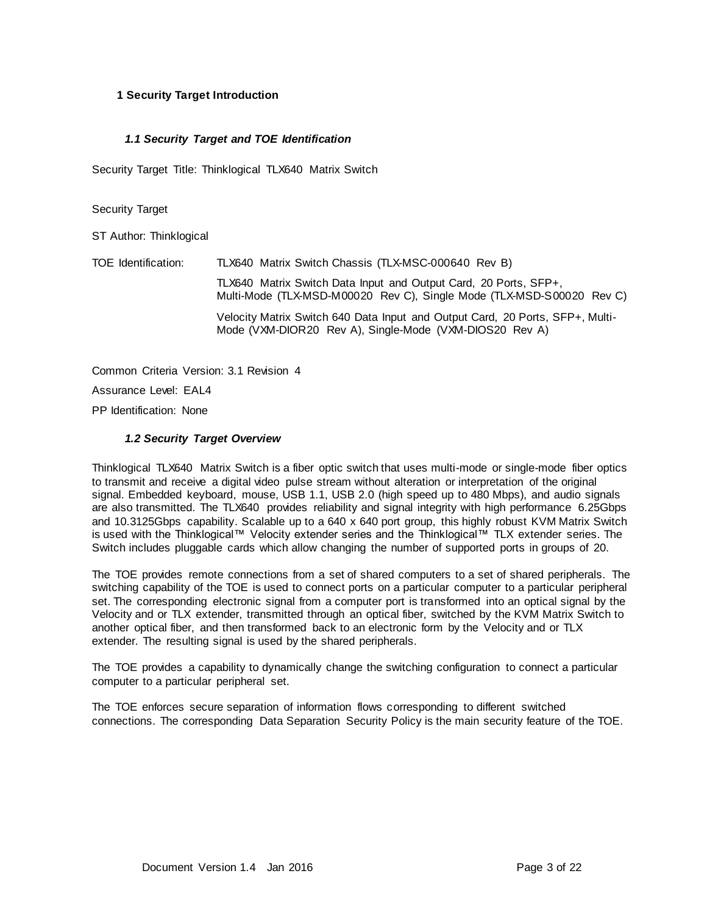# 1 Security Target Introduction

## *1.1 Security Target and TOE Identification*

Security Target Title: Thinklogical TLX640 Matrix Switch

Security Target

ST Author: Thinklogical

TOE Identification: TLX640 Matrix Switch Chassis (TLX-MSC-000640 Rev B)

TLX640 Matrix Switch Data Input and Output Card, 20 Ports, SFP+, Multi-Mode (TLX-MSD-M00020 Rev C), Single Mode (TLX-MSD-S00020 Rev C)

Velocity Matrix Switch 640 Data Input and Output Card, 20 Ports, SFP+, Multi-Mode (VXM-DIOR20 Rev A), Single-Mode (VXM-DIOS20 Rev A)

Common Criteria Version: 3.1 Revision 4

Assurance Level: EAL4

PP Identification: None

## *1.2 Security Target Overview*

Thinklogical TLX640 Matrix Switch is a fiber optic switch that uses multi-mode or single-mode fiber optics to transmit and receive a digital video pulse stream without alteration or interpretation of the original signal. Embedded keyboard, mouse, USB 1.1, USB 2.0 (high speed up to 480 Mbps), and audio signals are also transmitted. The TLX640 provides reliability and signal integrity with high performance 6.25Gbps and 10.3125Gbps capability. Scalable up to a 640 x 640 port group, this highly robust KVM Matrix Switch is used with the Thinklogical™ Velocity extender series and the Thinklogical™ TLX extender series. The Switch includes pluggable cards which allow changing the number of supported ports in groups of 20.

The TOE provides remote connections from a set of shared computers to a set of shared peripherals. The switching capability of the TOE is used to connect ports on a particular computer to a particular peripheral set. The corresponding electronic signal from a computer port is transformed into an optical signal by the Velocity and or TLX extender, transmitted through an optical fiber, switched by the KVM Matrix Switch to another optical fiber, and then transformed back to an electronic form by the Velocity and or TLX extender. The resulting signal is used by the shared peripherals.

The TOE provides a capability to dynamically change the switching configuration to connect a particular computer to a particular peripheral set.

The TOE enforces secure separation of information flows corresponding to different switched connections. The corresponding Data Separation Security Policy is the main security feature of the TOE.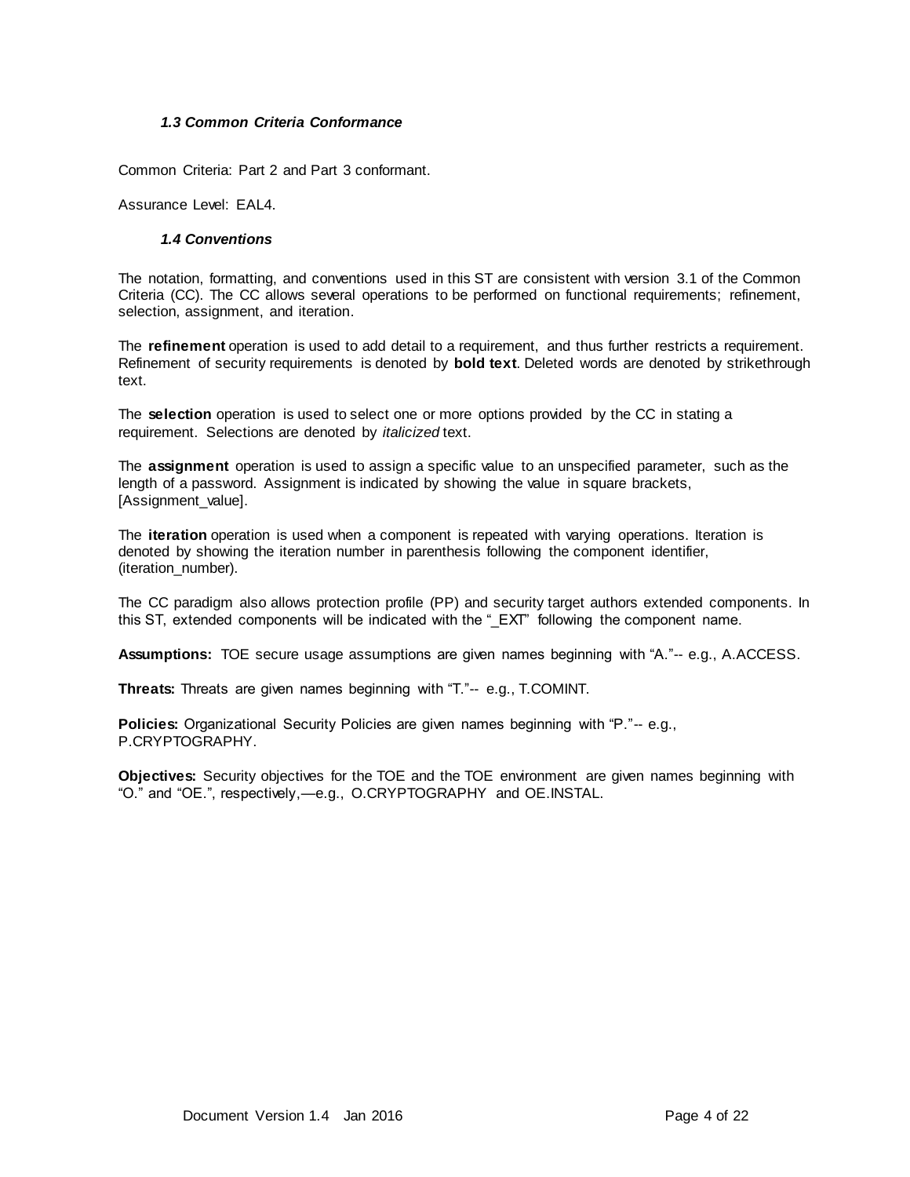### *1.3 Common Criteria Conformance*

Common Criteria: Part 2 and Part 3 conformant.

Assurance Level: EAL4.

### *1.4 Conventions*

The notation, formatting, and conventions used in this ST are consistent with version 3.1 of the Common Criteria (CC). The CC allows several operations to be performed on functional requirements; refinement, selection, assignment, and iteration.

The **refinement** operation is used to add detail to a requirement, and thus further restricts a requirement. Refinement of security requirements is denoted by **bold text**. Deleted words are denoted by strikethrough text.

The **selection** operation is used to select one or more options provided by the CC in stating a requirement. Selections are denoted by *italicized* text.

The **assignment** operation is used to assign a specific value to an unspecified parameter, such as the length of a password. Assignment is indicated by showing the value in square brackets, [Assignment_value].

The **iteration** operation is used when a component is repeated with varying operations. Iteration is denoted by showing the iteration number in parenthesis following the component identifier, (iteration_number).

The CC paradigm also allows protection profile (PP) and security target authors extended components. In this ST, extended components will be indicated with the "_EXT" following the component name.

**Assumptions:** TOE secure usage assumptions are given names beginning with "A."-- e.g., A.ACCESS.

**Threats:** Threats are given names beginning with "T."-- e.g., T.COMINT.

**Policies:** Organizational Security Policies are given names beginning with "P."-- e.g., P.CRYPTOGRAPHY.

**Objectives:** Security objectives for the TOE and the TOE environment are given names beginning with "O." and "OE.", respectively,—e.g., O.CRYPTOGRAPHY and OE.INSTAL.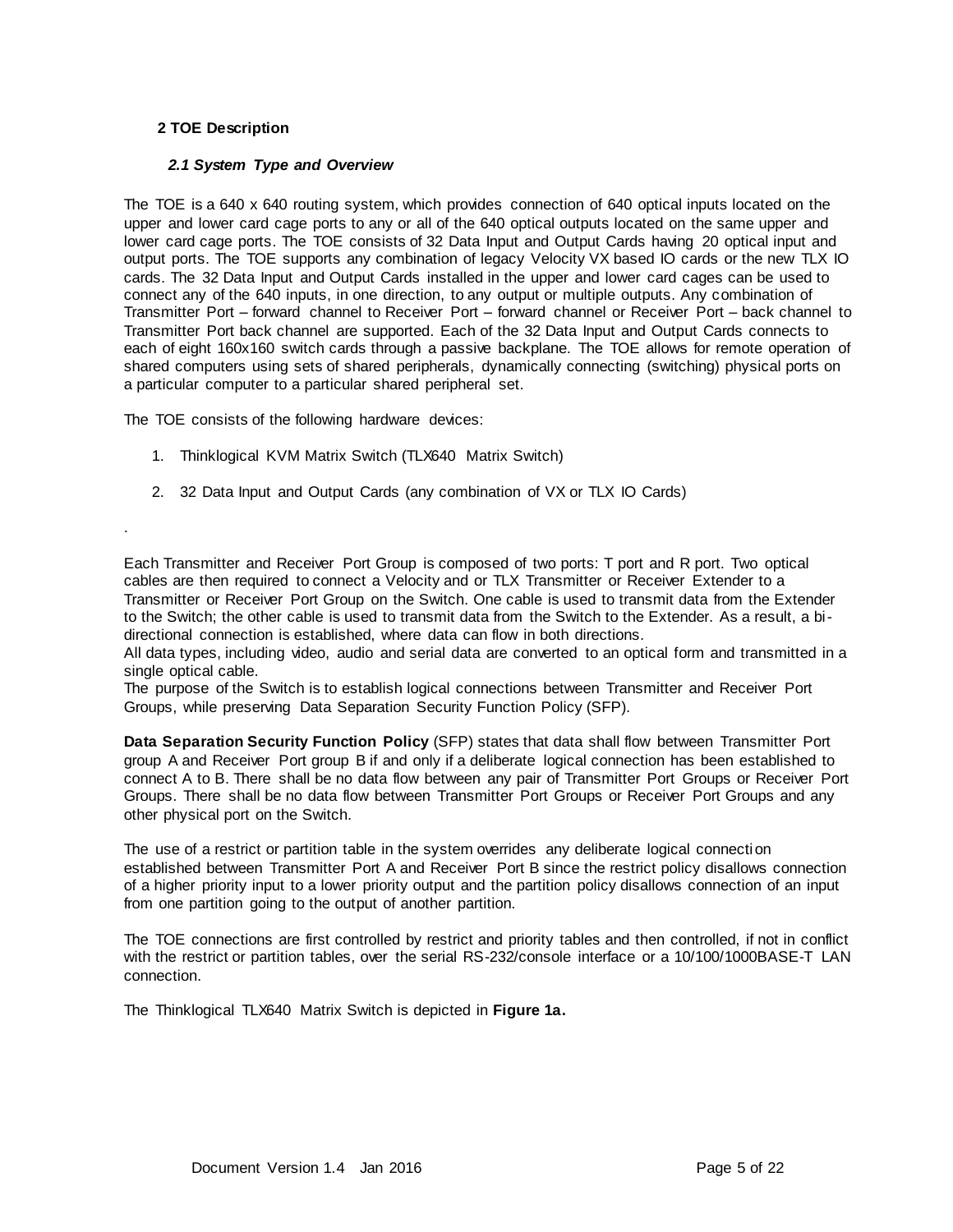## 2 TOE Description

### *2.1 System Type and Overview*

The TOE is a 640 x 640 routing system, which provides connection of 640 optical inputs located on the upper and lower card cage ports to any or all of the 640 optical outputs located on the same upper and lower card cage ports. The TOE consists of 32 Data Input and Output Cards having 20 optical input and output ports. The TOE supports any combination of legacy Velocity VX based IO cards or the new TLX IO cards. The 32 Data Input and Output Cards installed in the upper and lower card cages can be used to connect any of the 640 inputs, in one direction, to any output or multiple outputs. Any combination of Transmitter Port – forward channel to Receiver Port – forward channel or Receiver Port – back channel to Transmitter Port back channel are supported. Each of the 32 Data Input and Output Cards connects to each of eight 160x160 switch cards through a passive backplane. The TOE allows for remote operation of shared computers using sets of shared peripherals, dynamically connecting (switching) physical ports on a particular computer to a particular shared peripheral set.

The TOE consists of the following hardware devices:

1. Thinklogical KVM Matrix Switch (TLX640 Matrix Switch)
2. 32 Data Input and Output Cards (any combination of VX or TLX IO Cards)

.

Each Transmitter and Receiver Port Group is composed of two ports: T port and R port. Two optical cables are then required to connect a Velocity and or TLX Transmitter or Receiver Extender to a Transmitter or Receiver Port Group on the Switch. One cable is used to transmit data from the Extender to the Switch; the other cable is used to transmit data from the Switch to the Extender. As a result, a bi-directional connection is established, where data can flow in both directions.
All data types, including video, audio and serial data are converted to an optical form and transmitted in a single optical cable.
The purpose of the Switch is to establish logical connections between Transmitter and Receiver Port Groups, while preserving Data Separation Security Function Policy (SFP).

**Data Separation Security Function Policy** (SFP) states that data shall flow between Transmitter Port group A and Receiver Port group B if and only if a deliberate logical connection has been established to connect A to B. There shall be no data flow between any pair of Transmitter Port Groups or Receiver Port Groups. There shall be no data flow between Transmitter Port Groups or Receiver Port Groups and any other physical port on the Switch.

The use of a restrict or partition table in the system overrides any deliberate logical connection established between Transmitter Port A and Receiver Port B since the restrict policy disallows connection of a higher priority input to a lower priority output and the partition policy disallows connection of an input from one partition going to the output of another partition.

The TOE connections are first controlled by restrict and priority tables and then controlled, if not in conflict with the restrict or partition tables, over the serial RS-232/console interface or a 10/100/1000BASE-T LAN connection.

The Thinklogical TLX640 Matrix Switch is depicted in **Figure 1a.**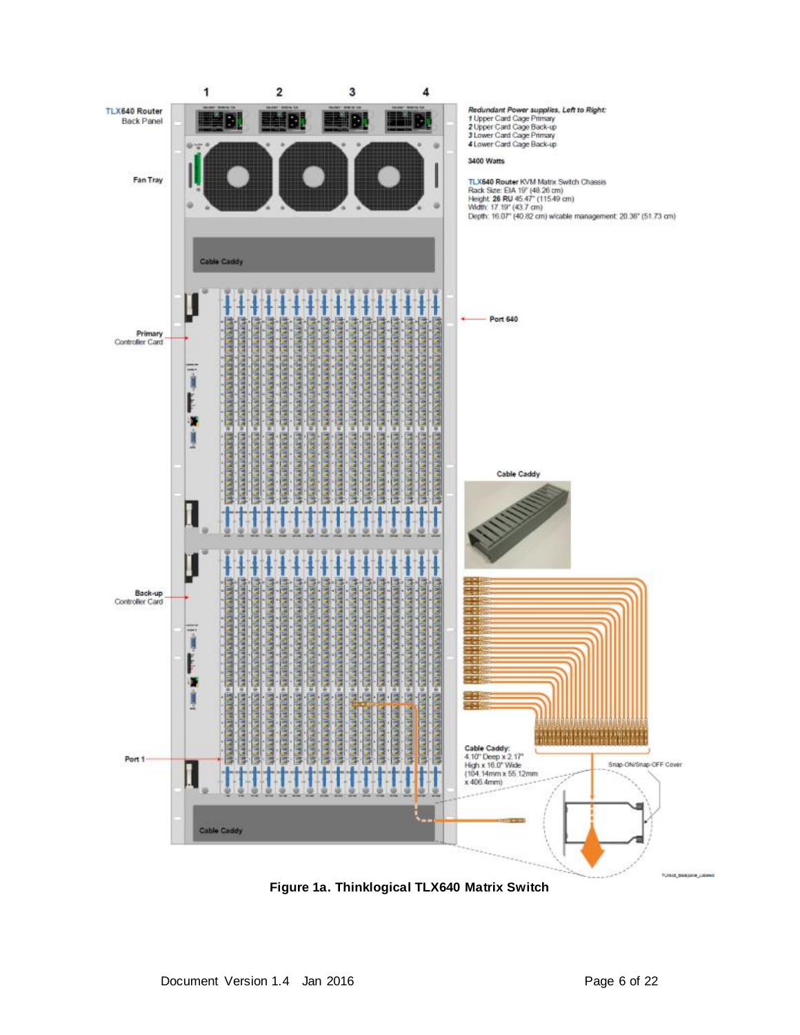**TLX640 Router** Back Panel

1 2 3 4

*Redundant Power supplies, Left to Right:*
**1** Upper Card Cage Primary
**2** Upper Card Cage Back-up
**3** Lower Card Cage Primary
**4** Lower Card Cage Back-up

**3400 Watts**

**TLX640 Router** KVM Matrix Switch Chassis
Rack Size: EIA 19" (48.26 cm)
Height: **26 RU** 45.47" (115.49 cm)
Width: 17.19" (43.7 cm)
Depth: 16.07" (40.82 cm) w/cable management: 20.36" (51.73 cm)

Fan Tray

Cable Caddy

Port 640

Primary Controller Card

Cable Caddy

Back-up Controller Card

Port 1

Cable Caddy:
4.10" Deep x 2.17" High x 16.0" Wide
(104.14mm x 55.12mm x 406.4mm)

Snap-ON/Snap-OFF Cover

Cable Caddy

**Figure 1a. Thinklogical TLX640 Matrix Switch**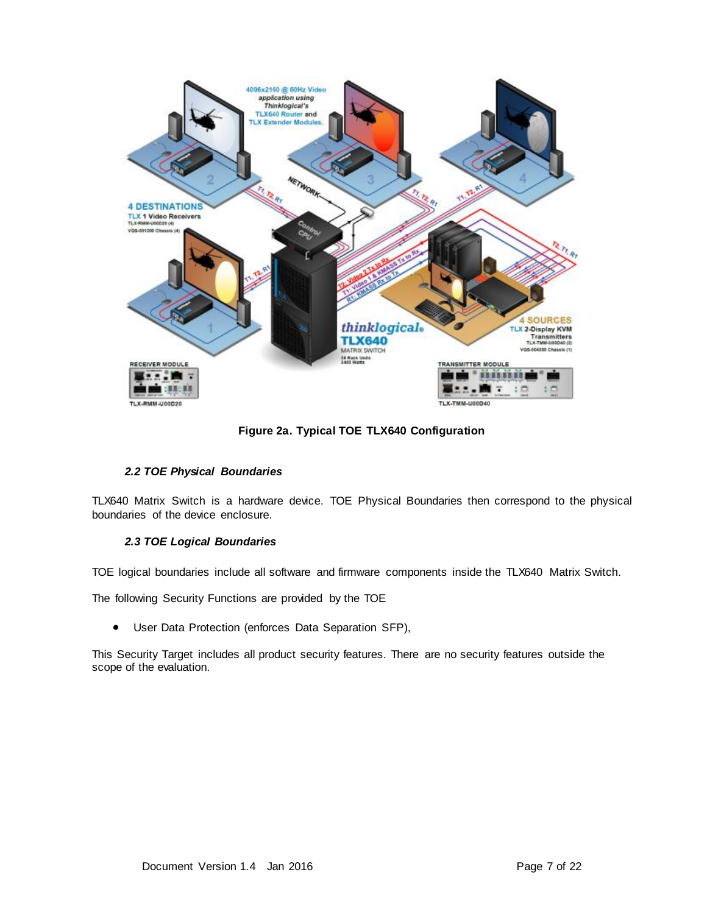**Figure 2a. Typical TOE TLX640 Configuration**

### *2.2 TOE Physical Boundaries*

TLX640 Matrix Switch is a hardware device. TOE Physical Boundaries then correspond to the physical boundaries of the device enclosure.

### *2.3 TOE Logical Boundaries*

TOE logical boundaries include all software and firmware components inside the TLX640 Matrix Switch.

The following Security Functions are provided by the TOE

- User Data Protection (enforces Data Separation SFP),

This Security Target includes all product security features. There are no security features outside the scope of the evaluation.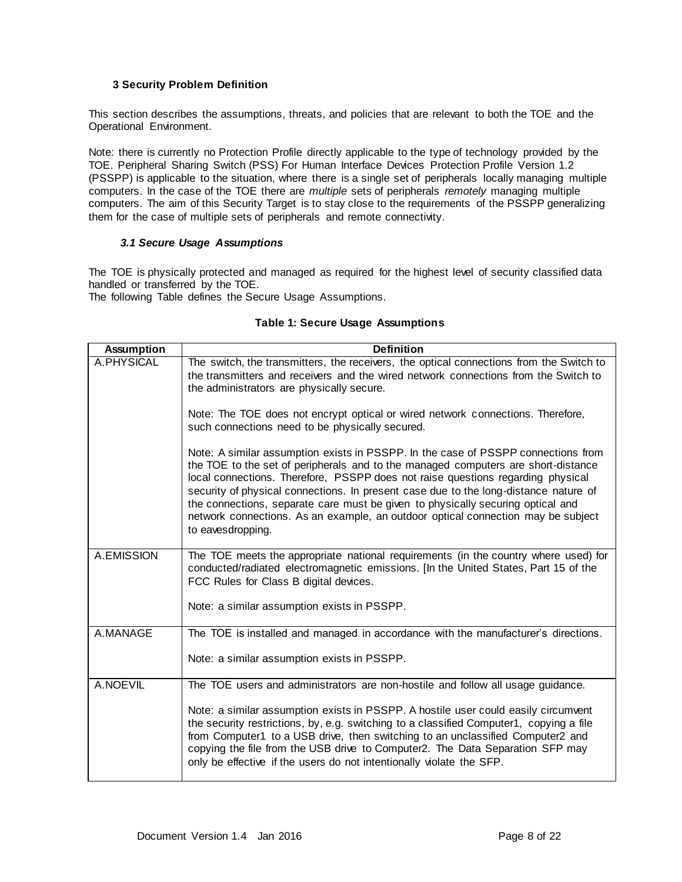## 3 Security Problem Definition

This section describes the assumptions, threats, and policies that are relevant to both the TOE and the Operational Environment.

Note: there is currently no Protection Profile directly applicable to the type of technology provided by the TOE. Peripheral Sharing Switch (PSS) For Human Interface Devices Protection Profile Version 1.2 (PSSPP) is applicable to the situation, where there is a single set of peripherals locally managing multiple computers. In the case of the TOE there are *multiple* sets of peripherals *remotely* managing multiple computers. The aim of this Security Target is to stay close to the requirements of the PSSPP generalizing them for the case of multiple sets of peripherals and remote connectivity.

### *3.1 Secure Usage Assumptions*

The TOE is physically protected and managed as required for the highest level of security classified data handled or transferred by the TOE.
The following Table defines the Secure Usage Assumptions.

**Table 1: Secure Usage Assumptions**

| Assumption | Definition |
|---|---|
| A.PHYSICAL | The switch, the transmitters, the receivers, the optical connections from the Switch to the transmitters and receivers and the wired network connections from the Switch to the administrators are physically secure.<br><br>Note: The TOE does not encrypt optical or wired network connections. Therefore, such connections need to be physically secured.<br><br>Note: A similar assumption exists in PSSPP. In the case of PSSPP connections from the TOE to the set of peripherals and to the managed computers are short-distance local connections. Therefore, PSSPP does not raise questions regarding physical security of physical connections. In present case due to the long-distance nature of the connections, separate care must be given to physically securing optical and network connections. As an example, an outdoor optical connection may be subject to eavesdropping. |
| A.EMISSION | The TOE meets the appropriate national requirements (in the country where used) for conducted/radiated electromagnetic emissions. [In the United States, Part 15 of the FCC Rules for Class B digital devices.<br><br>Note: a similar assumption exists in PSSPP. |
| A.MANAGE | The TOE is installed and managed in accordance with the manufacturer's directions.<br><br>Note: a similar assumption exists in PSSPP. |
| A.NOEVIL | The TOE users and administrators are non-hostile and follow all usage guidance.<br><br>Note: a similar assumption exists in PSSPP. A hostile user could easily circumvent the security restrictions, by, e.g. switching to a classified Computer1, copying a file from Computer1 to a USB drive, then switching to an unclassified Computer2 and copying the file from the USB drive to Computer2. The Data Separation SFP may only be effective if the users do not intentionally violate the SFP. |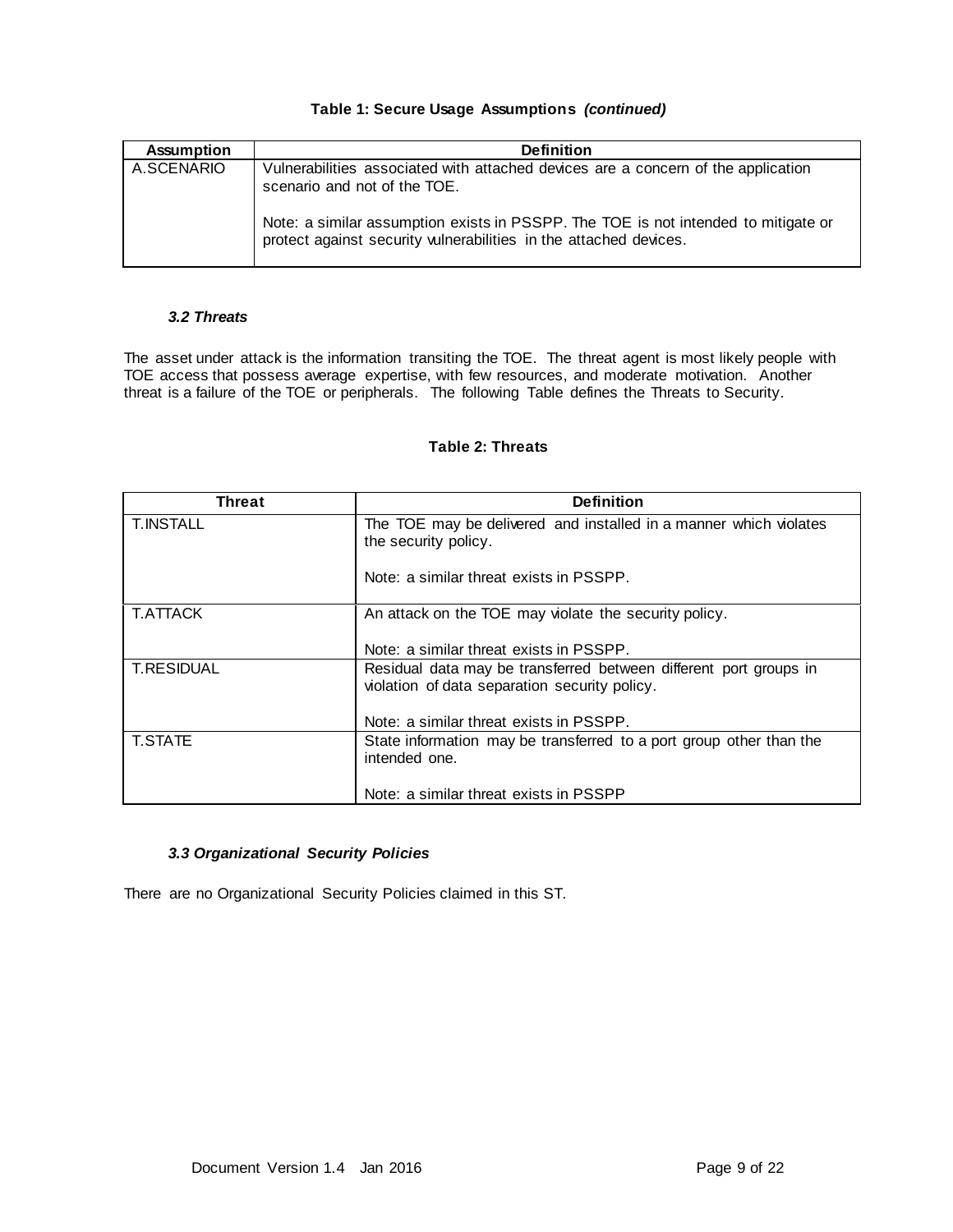**Table 1: Secure Usage Assumptions *(continued)***

| Assumption | Definition |
| --- | --- |
| A.SCENARIO | Vulnerabilities associated with attached devices are a concern of the application scenario and not of the TOE.<br><br>Note: a similar assumption exists in PSSPP. The TOE is not intended to mitigate or protect against security vulnerabilities in the attached devices. |

### *3.2 Threats*

The asset under attack is the information transiting the TOE. The threat agent is most likely people with TOE access that possess average expertise, with few resources, and moderate motivation. Another threat is a failure of the TOE or peripherals. The following Table defines the Threats to Security.

**Table 2: Threats**

| Threat | Definition |
| --- | --- |
| T.INSTALL | The TOE may be delivered and installed in a manner which violates the security policy.<br><br>Note: a similar threat exists in PSSPP. |
| T.ATTACK | An attack on the TOE may violate the security policy.<br><br>Note: a similar threat exists in PSSPP. |
| T.RESIDUAL | Residual data may be transferred between different port groups in violation of data separation security policy.<br><br>Note: a similar threat exists in PSSPP. |
| T.STATE | State information may be transferred to a port group other than the intended one.<br><br>Note: a similar threat exists in PSSPP |

### *3.3 Organizational Security Policies*

There are no Organizational Security Policies claimed in this ST.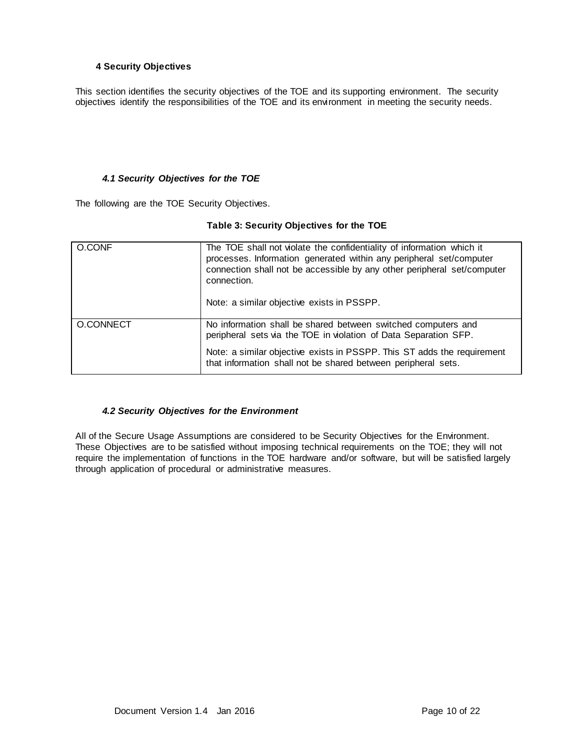# 4 Security Objectives

This section identifies the security objectives of the TOE and its supporting environment. The security objectives identify the responsibilities of the TOE and its environment in meeting the security needs.

## *4.1 Security Objectives for the TOE*

The following are the TOE Security Objectives.

**Table 3: Security Objectives for the TOE**

| | |
|---|---|
| O.CONF | The TOE shall not violate the confidentiality of information which it processes. Information generated within any peripheral set/computer connection shall not be accessible by any other peripheral set/computer connection.<br><br>Note: a similar objective exists in PSSPP. |
| O.CONNECT | No information shall be shared between switched computers and peripheral sets via the TOE in violation of Data Separation SFP.<br><br>Note: a similar objective exists in PSSPP. This ST adds the requirement that information shall not be shared between peripheral sets. |

## *4.2 Security Objectives for the Environment*

All of the Secure Usage Assumptions are considered to be Security Objectives for the Environment. These Objectives are to be satisfied without imposing technical requirements on the TOE; they will not require the implementation of functions in the TOE hardware and/or software, but will be satisfied largely through application of procedural or administrative measures.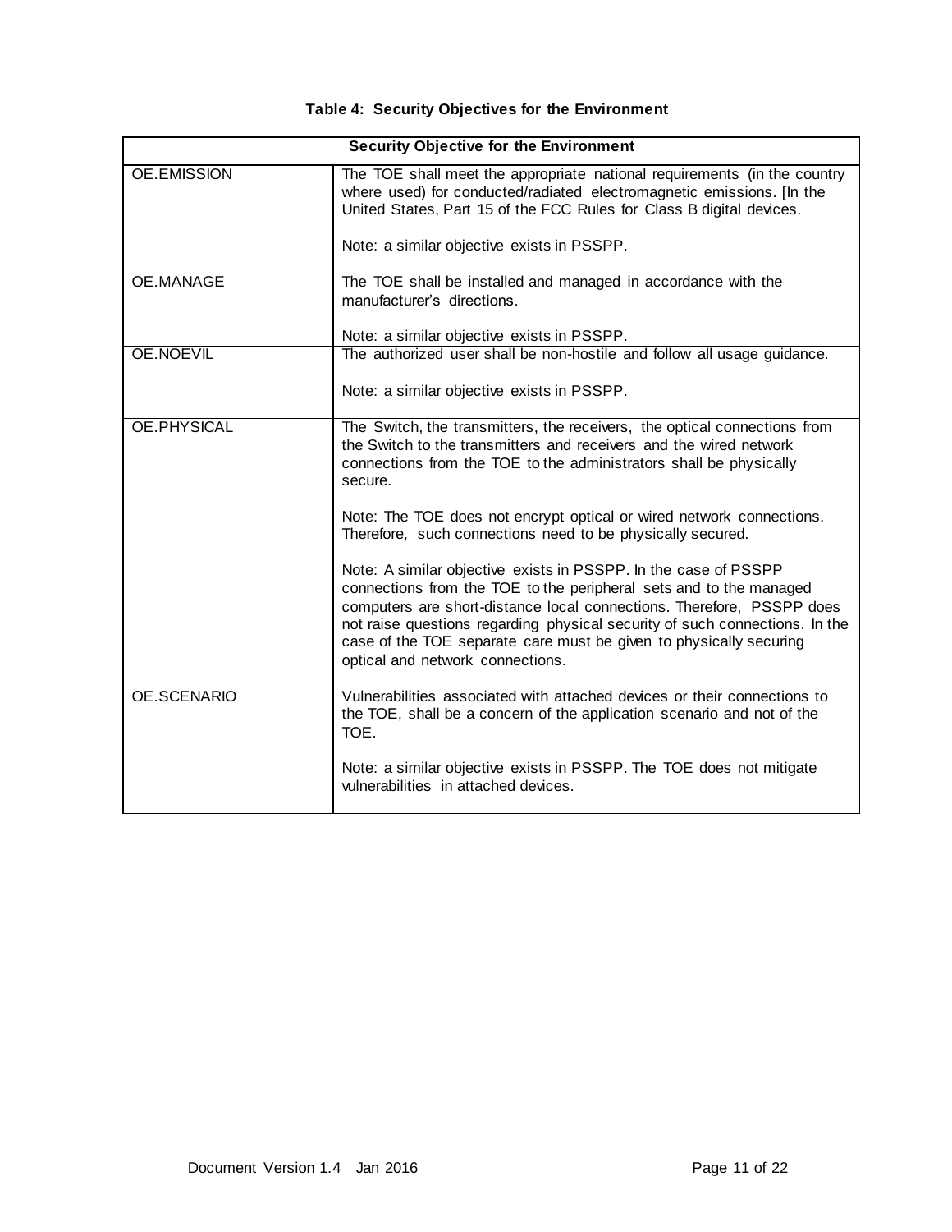**Table 4: Security Objectives for the Environment**

| Security Objective for the Environment | |
|---|---|
| OE.EMISSION | The TOE shall meet the appropriate national requirements (in the country where used) for conducted/radiated electromagnetic emissions. [In the United States, Part 15 of the FCC Rules for Class B digital devices.<br><br>Note: a similar objective exists in PSSPP. |
| OE.MANAGE | The TOE shall be installed and managed in accordance with the manufacturer's directions.<br><br>Note: a similar objective exists in PSSPP. |
| OE.NOEVIL | The authorized user shall be non-hostile and follow all usage guidance.<br><br>Note: a similar objective exists in PSSPP. |
| OE.PHYSICAL | The Switch, the transmitters, the receivers, the optical connections from the Switch to the transmitters and receivers and the wired network connections from the TOE to the administrators shall be physically secure.<br><br>Note: The TOE does not encrypt optical or wired network connections. Therefore, such connections need to be physically secured.<br><br>Note: A similar objective exists in PSSPP. In the case of PSSPP connections from the TOE to the peripheral sets and to the managed computers are short-distance local connections. Therefore, PSSPP does not raise questions regarding physical security of such connections. In the case of the TOE separate care must be given to physically securing optical and network connections. |
| OE.SCENARIO | Vulnerabilities associated with attached devices or their connections to the TOE, shall be a concern of the application scenario and not of the TOE.<br><br>Note: a similar objective exists in PSSPP. The TOE does not mitigate vulnerabilities in attached devices. |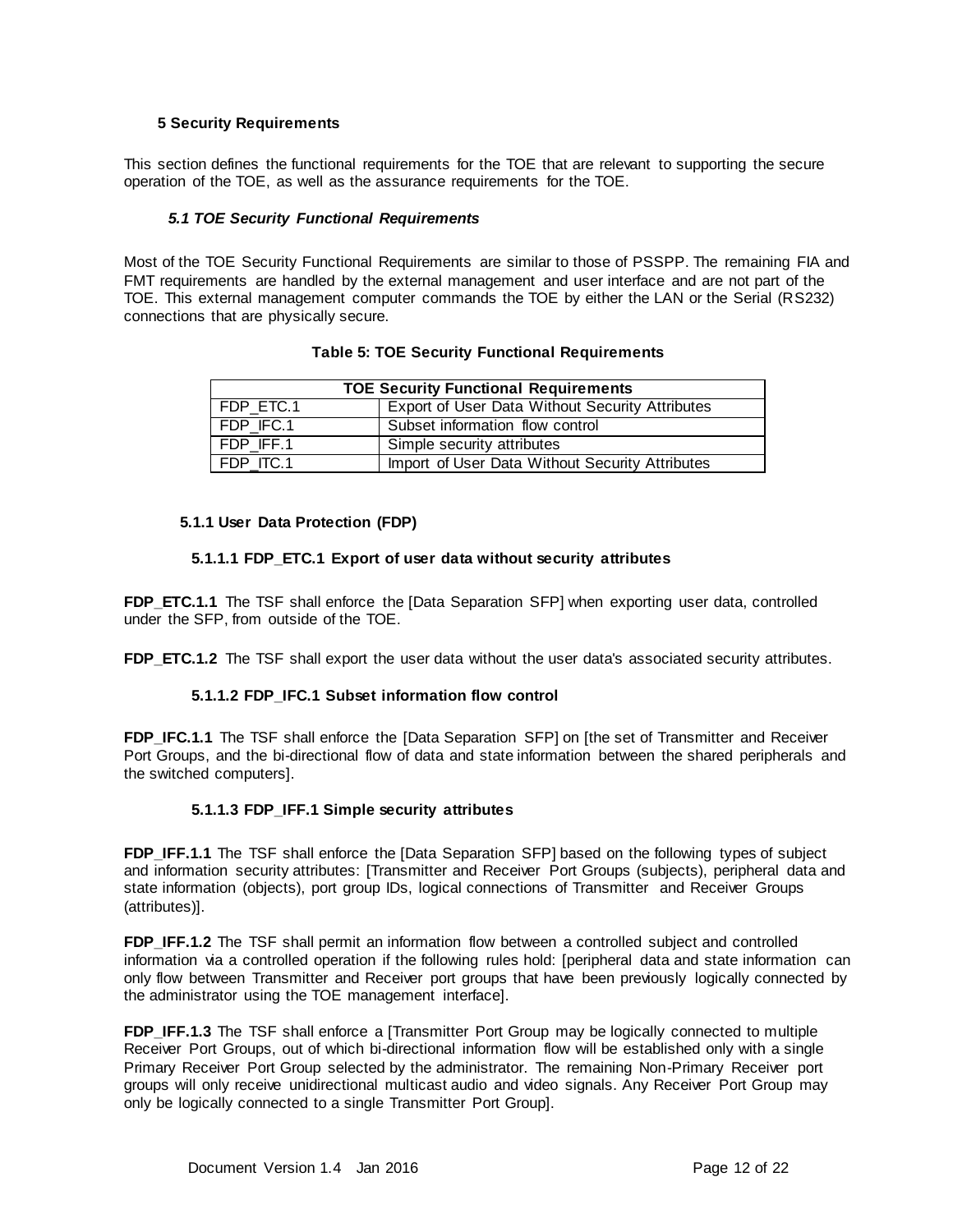# 5 Security Requirements

This section defines the functional requirements for the TOE that are relevant to supporting the secure operation of the TOE, as well as the assurance requirements for the TOE.

## *5.1 TOE Security Functional Requirements*

Most of the TOE Security Functional Requirements are similar to those of PSSPP. The remaining FIA and FMT requirements are handled by the external management and user interface and are not part of the TOE. This external management computer commands the TOE by either the LAN or the Serial (RS232) connections that are physically secure.

**Table 5: TOE Security Functional Requirements**

| TOE Security Functional Requirements | |
|---|---|
| FDP_ETC.1 | Export of User Data Without Security Attributes |
| FDP_IFC.1 | Subset information flow control |
| FDP_IFF.1 | Simple security attributes |
| FDP_ITC.1 | Import of User Data Without Security Attributes |

### 5.1.1 User Data Protection (FDP)

#### 5.1.1.1 FDP_ETC.1 Export of user data without security attributes

**FDP_ETC.1.1** The TSF shall enforce the [Data Separation SFP] when exporting user data, controlled under the SFP, from outside of the TOE.

**FDP_ETC.1.2** The TSF shall export the user data without the user data's associated security attributes.

#### 5.1.1.2 FDP_IFC.1 Subset information flow control

**FDP_IFC.1.1** The TSF shall enforce the [Data Separation SFP] on [the set of Transmitter and Receiver Port Groups, and the bi-directional flow of data and state information between the shared peripherals and the switched computers].

#### 5.1.1.3 FDP_IFF.1 Simple security attributes

**FDP_IFF.1.1** The TSF shall enforce the [Data Separation SFP] based on the following types of subject and information security attributes: [Transmitter and Receiver Port Groups (subjects), peripheral data and state information (objects), port group IDs, logical connections of Transmitter and Receiver Groups (attributes)].

**FDP_IFF.1.2** The TSF shall permit an information flow between a controlled subject and controlled information via a controlled operation if the following rules hold: [peripheral data and state information can only flow between Transmitter and Receiver port groups that have been previously logically connected by the administrator using the TOE management interface].

**FDP_IFF.1.3** The TSF shall enforce a [Transmitter Port Group may be logically connected to multiple Receiver Port Groups, out of which bi-directional information flow will be established only with a single Primary Receiver Port Group selected by the administrator. The remaining Non-Primary Receiver port groups will only receive unidirectional multicast audio and video signals. Any Receiver Port Group may only be logically connected to a single Transmitter Port Group].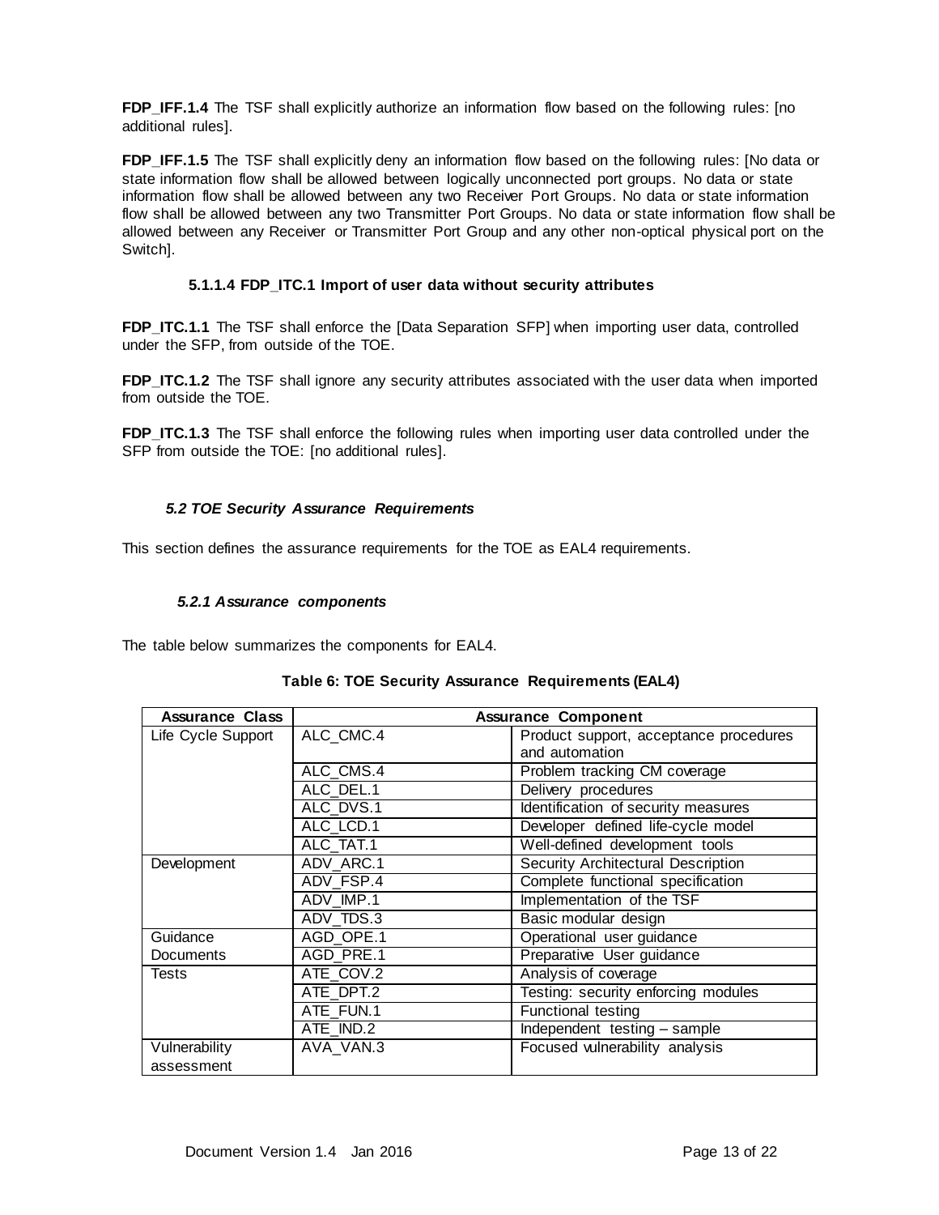**FDP_IFF.1.4** The TSF shall explicitly authorize an information flow based on the following rules: [no additional rules].

**FDP_IFF.1.5** The TSF shall explicitly deny an information flow based on the following rules: [No data or state information flow shall be allowed between logically unconnected port groups. No data or state information flow shall be allowed between any two Receiver Port Groups. No data or state information flow shall be allowed between any two Transmitter Port Groups. No data or state information flow shall be allowed between any Receiver or Transmitter Port Group and any other non-optical physical port on the Switch].

#### 5.1.1.4 FDP_ITC.1 Import of user data without security attributes

**FDP_ITC.1.1** The TSF shall enforce the [Data Separation SFP] when importing user data, controlled under the SFP, from outside of the TOE.

**FDP_ITC.1.2** The TSF shall ignore any security attributes associated with the user data when imported from outside the TOE.

**FDP_ITC.1.3** The TSF shall enforce the following rules when importing user data controlled under the SFP from outside the TOE: [no additional rules].

### *5.2 TOE Security Assurance Requirements*

This section defines the assurance requirements for the TOE as EAL4 requirements.

#### *5.2.1 Assurance components*

The table below summarizes the components for EAL4.

**Table 6: TOE Security Assurance Requirements (EAL4)**

| Assurance Class | Assurance Component | |
|---|---|---|
| Life Cycle Support | ALC_CMC.4 | Product support, acceptance procedures and automation |
| | ALC_CMS.4 | Problem tracking CM coverage |
| | ALC_DEL.1 | Delivery procedures |
| | ALC_DVS.1 | Identification of security measures |
| | ALC_LCD.1 | Developer defined life-cycle model |
| | ALC_TAT.1 | Well-defined development tools |
| Development | ADV_ARC.1 | Security Architectural Description |
| | ADV_FSP.4 | Complete functional specification |
| | ADV_IMP.1 | Implementation of the TSF |
| | ADV_TDS.3 | Basic modular design |
| Guidance Documents | AGD_OPE.1 | Operational user guidance |
| | AGD_PRE.1 | Preparative User guidance |
| Tests | ATE_COV.2 | Analysis of coverage |
| | ATE_DPT.2 | Testing: security enforcing modules |
| | ATE_FUN.1 | Functional testing |
| | ATE_IND.2 | Independent testing – sample |
| Vulnerability assessment | AVA_VAN.3 | Focused vulnerability analysis |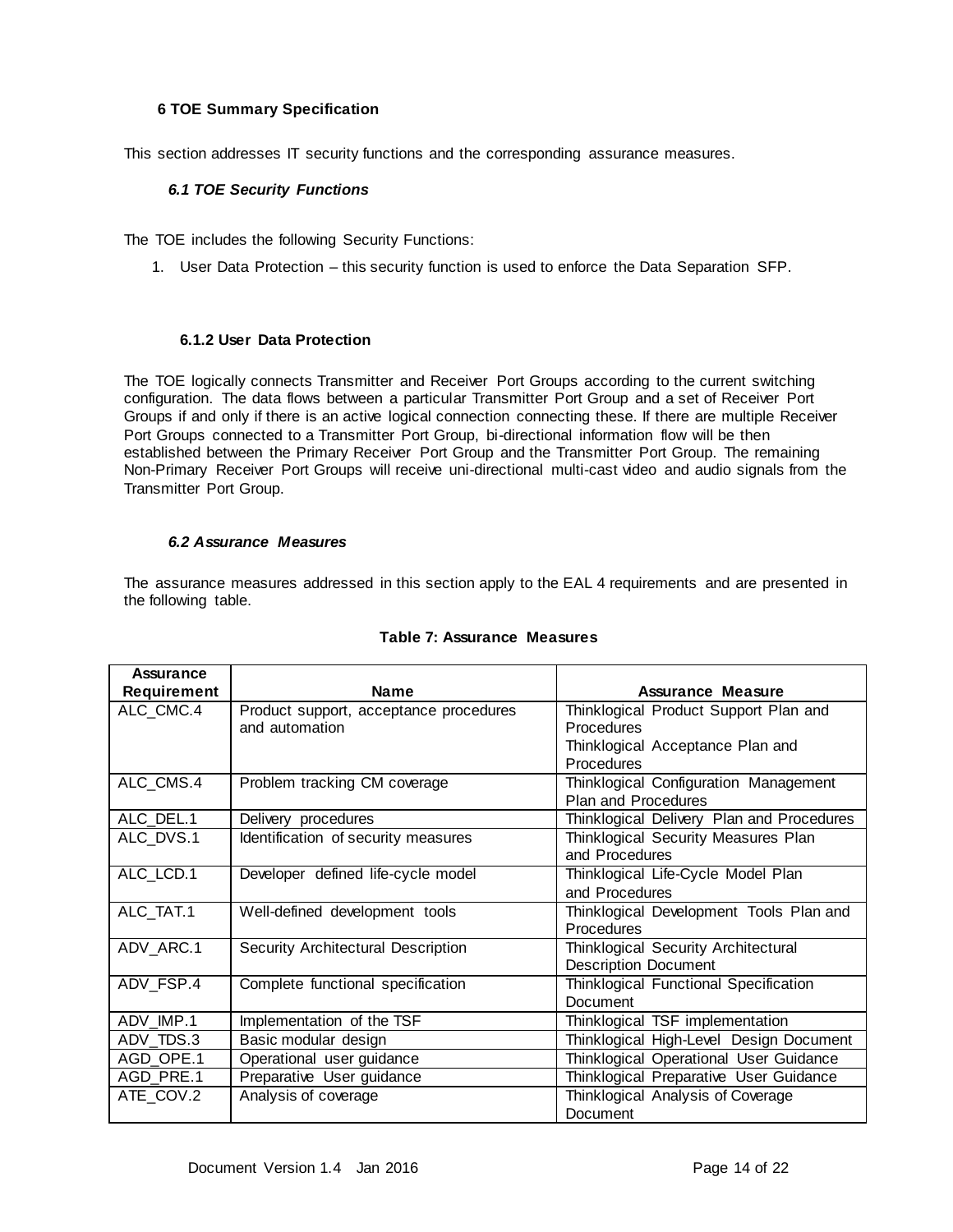## 6 TOE Summary Specification

This section addresses IT security functions and the corresponding assurance measures.

### *6.1 TOE Security Functions*

The TOE includes the following Security Functions:

1. User Data Protection – this security function is used to enforce the Data Separation SFP.

#### 6.1.2 User Data Protection

The TOE logically connects Transmitter and Receiver Port Groups according to the current switching configuration. The data flows between a particular Transmitter Port Group and a set of Receiver Port Groups if and only if there is an active logical connection connecting these. If there are multiple Receiver Port Groups connected to a Transmitter Port Group, bi-directional information flow will be then established between the Primary Receiver Port Group and the Transmitter Port Group. The remaining Non-Primary Receiver Port Groups will receive uni-directional multi-cast video and audio signals from the Transmitter Port Group.

### *6.2 Assurance Measures*

The assurance measures addressed in this section apply to the EAL 4 requirements and are presented in the following table.

**Table 7: Assurance Measures**

| Assurance Requirement | Name | Assurance Measure |
|---|---|---|
| ALC_CMC.4 | Product support, acceptance procedures and automation | Thinklogical Product Support Plan and Procedures<br>Thinklogical Acceptance Plan and Procedures |
| ALC_CMS.4 | Problem tracking CM coverage | Thinklogical Configuration Management Plan and Procedures |
| ALC_DEL.1 | Delivery procedures | Thinklogical Delivery Plan and Procedures |
| ALC_DVS.1 | Identification of security measures | Thinklogical Security Measures Plan and Procedures |
| ALC_LCD.1 | Developer defined life-cycle model | Thinklogical Life-Cycle Model Plan and Procedures |
| ALC_TAT.1 | Well-defined development tools | Thinklogical Development Tools Plan and Procedures |
| ADV_ARC.1 | Security Architectural Description | Thinklogical Security Architectural Description Document |
| ADV_FSP.4 | Complete functional specification | Thinklogical Functional Specification Document |
| ADV_IMP.1 | Implementation of the TSF | Thinklogical TSF implementation |
| ADV_TDS.3 | Basic modular design | Thinklogical High-Level Design Document |
| AGD_OPE.1 | Operational user guidance | Thinklogical Operational User Guidance |
| AGD_PRE.1 | Preparative User guidance | Thinklogical Preparative User Guidance |
| ATE_COV.2 | Analysis of coverage | Thinklogical Analysis of Coverage Document |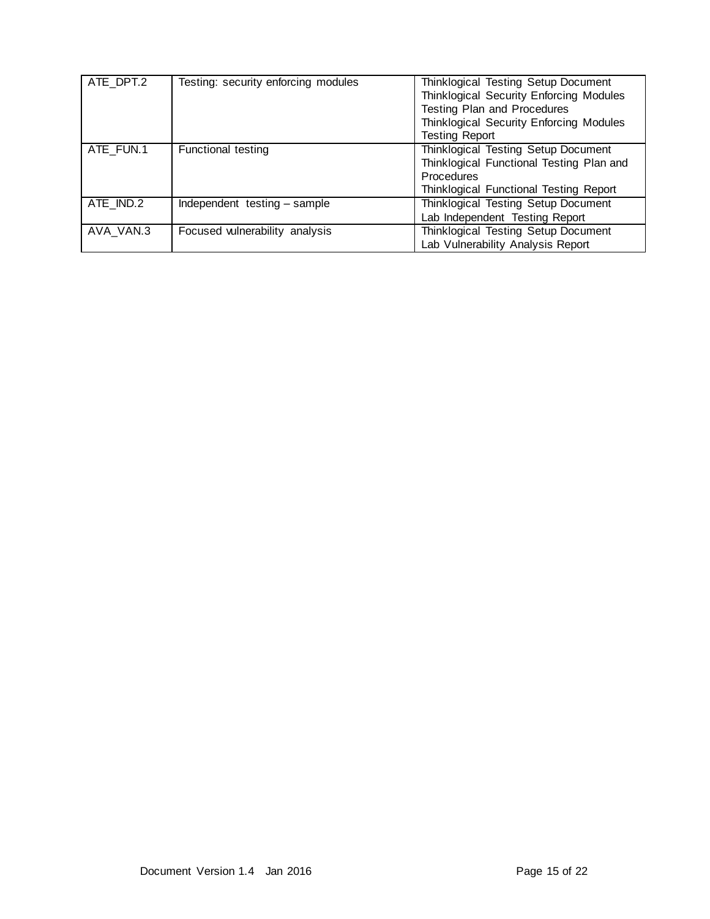| | | |
|---|---|---|
| ATE_DPT.2 | Testing: security enforcing modules | Thinklogical Testing Setup Document<br>Thinklogical Security Enforcing Modules Testing Plan and Procedures<br>Thinklogical Security Enforcing Modules Testing Report |
| ATE_FUN.1 | Functional testing | Thinklogical Testing Setup Document<br>Thinklogical Functional Testing Plan and Procedures<br>Thinklogical Functional Testing Report |
| ATE_IND.2 | Independent testing – sample | Thinklogical Testing Setup Document<br>Lab Independent Testing Report |
| AVA_VAN.3 | Focused vulnerability analysis | Thinklogical Testing Setup Document<br>Lab Vulnerability Analysis Report |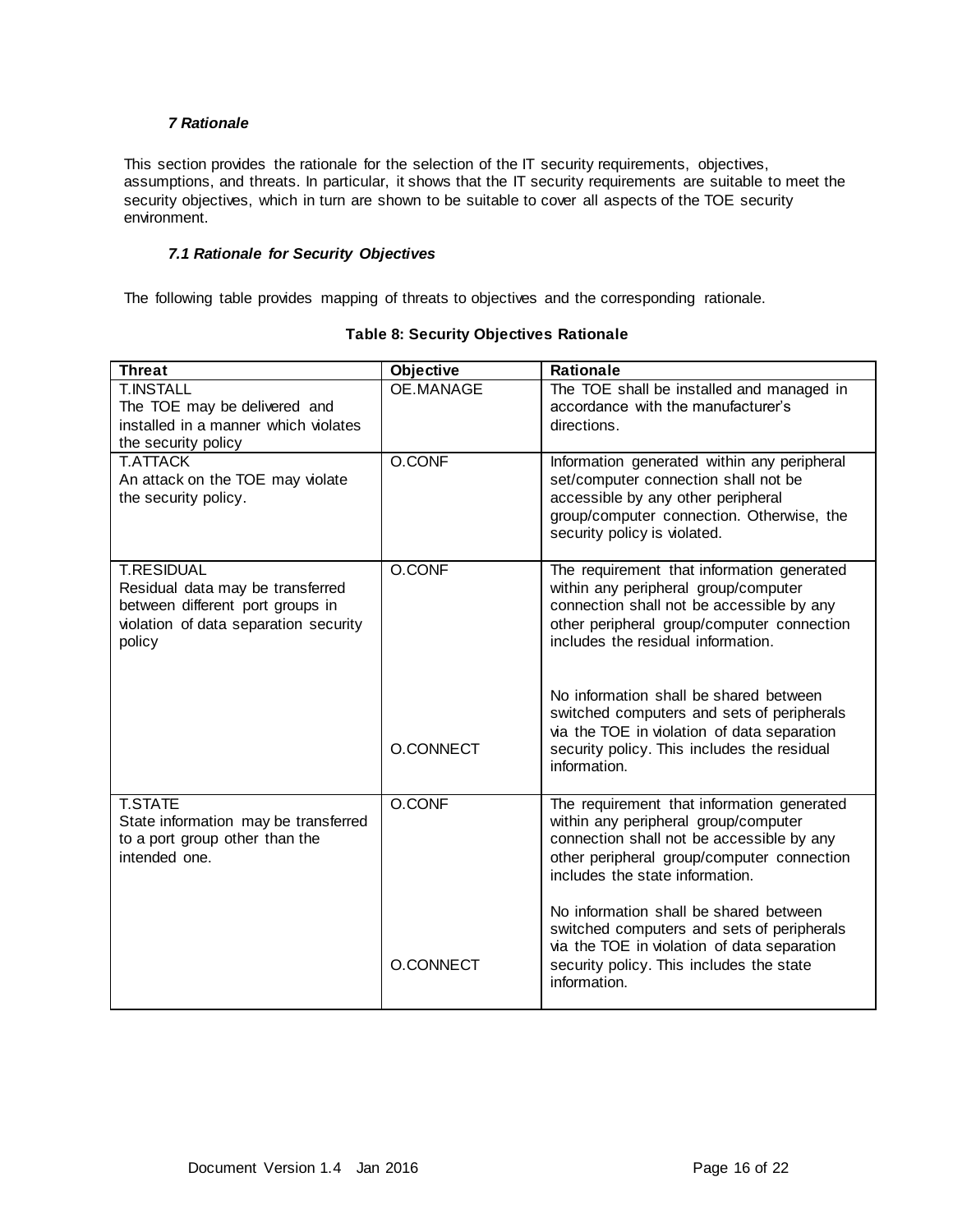## *7 Rationale*

This section provides the rationale for the selection of the IT security requirements, objectives, assumptions, and threats. In particular, it shows that the IT security requirements are suitable to meet the security objectives, which in turn are shown to be suitable to cover all aspects of the TOE security environment.

### *7.1 Rationale for Security Objectives*

The following table provides mapping of threats to objectives and the corresponding rationale.

**Table 8: Security Objectives Rationale**

| Threat | Objective | Rationale |
|---|---|---|
| T.INSTALL<br>The TOE may be delivered and installed in a manner which violates the security policy | OE.MANAGE | The TOE shall be installed and managed in accordance with the manufacturer's directions. |
| T.ATTACK<br>An attack on the TOE may violate the security policy. | O.CONF | Information generated within any peripheral set/computer connection shall not be accessible by any other peripheral group/computer connection. Otherwise, the security policy is violated. |
| T.RESIDUAL<br>Residual data may be transferred between different port groups in violation of data separation security policy | O.CONF | The requirement that information generated within any peripheral group/computer connection shall not be accessible by any other peripheral group/computer connection includes the residual information. |
| | O.CONNECT | No information shall be shared between switched computers and sets of peripherals via the TOE in violation of data separation security policy. This includes the residual information. |
| T.STATE<br>State information may be transferred to a port group other than the intended one. | O.CONF | The requirement that information generated within any peripheral group/computer connection shall not be accessible by any other peripheral group/computer connection includes the state information. |
| | O.CONNECT | No information shall be shared between switched computers and sets of peripherals via the TOE in violation of data separation security policy. This includes the state information. |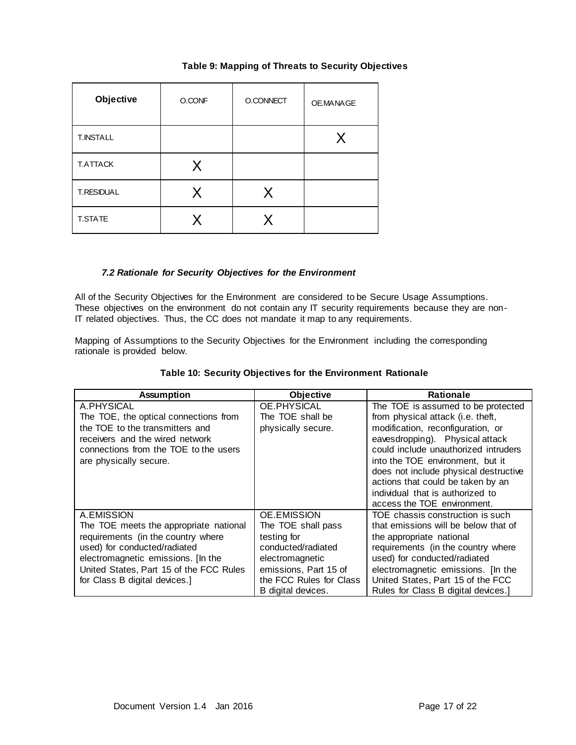**Table 9: Mapping of Threats to Security Objectives**

| Objective | O.CONF | O.CONNECT | OE.MANAGE |
|---|---|---|---|
| T.INSTALL | | | X |
| T.ATTACK | X | | |
| T.RESIDUAL | X | X | |
| T.STATE | X | X | |

### *7.2 Rationale for Security Objectives for the Environment*

All of the Security Objectives for the Environment are considered to be Secure Usage Assumptions. These objectives on the environment do not contain any IT security requirements because they are non-IT related objectives. Thus, the CC does not mandate it map to any requirements.

Mapping of Assumptions to the Security Objectives for the Environment including the corresponding rationale is provided below.

**Table 10: Security Objectives for the Environment Rationale**

| Assumption | Objective | Rationale |
|---|---|---|
| A.PHYSICAL<br>The TOE, the optical connections from the TOE to the transmitters and receivers and the wired network connections from the TOE to the users are physically secure. | OE.PHYSICAL<br>The TOE shall be physically secure. | The TOE is assumed to be protected from physical attack (i.e. theft, modification, reconfiguration, or eavesdropping). Physical attack could include unauthorized intruders into the TOE environment, but it does not include physical destructive actions that could be taken by an individual that is authorized to access the TOE environment. |
| A.EMISSION<br>The TOE meets the appropriate national requirements (in the country where used) for conducted/radiated electromagnetic emissions. [In the United States, Part 15 of the FCC Rules for Class B digital devices.] | OE.EMISSION<br>The TOE shall pass testing for conducted/radiated electromagnetic emissions, Part 15 of the FCC Rules for Class B digital devices. | TOE chassis construction is such that emissions will be below that of the appropriate national requirements (in the country where used) for conducted/radiated electromagnetic emissions. [In the United States, Part 15 of the FCC Rules for Class B digital devices.] |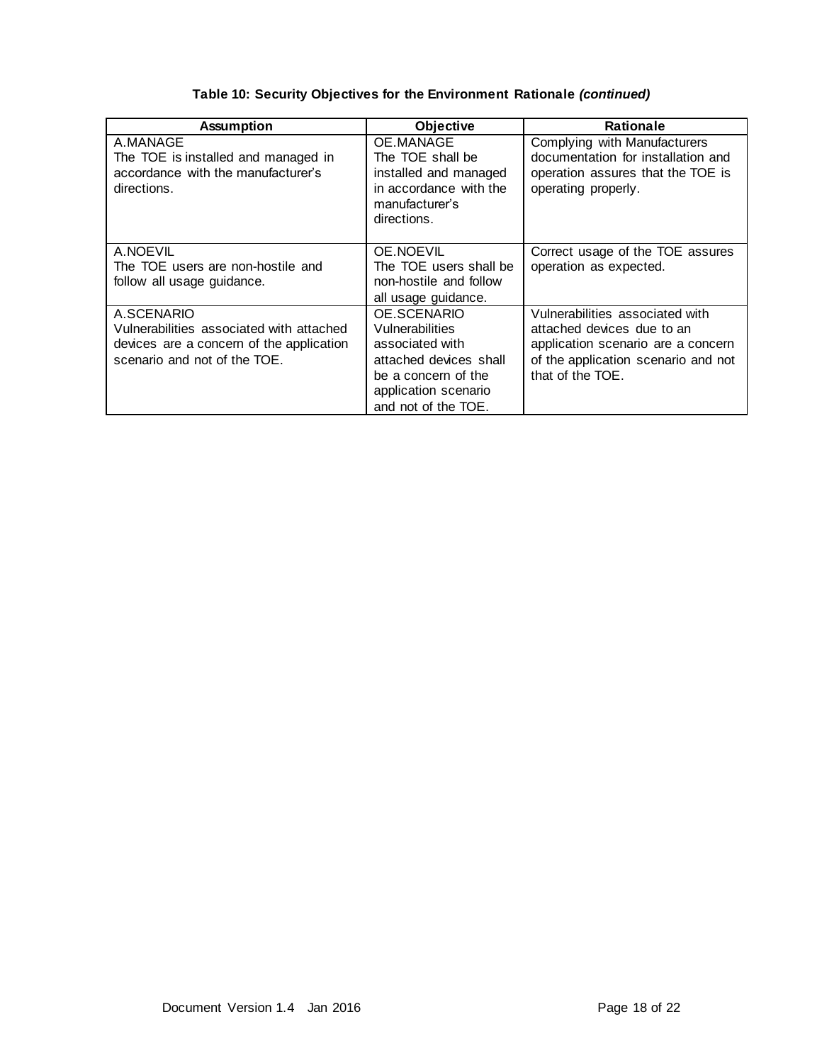**Table 10: Security Objectives for the Environment Rationale *(continued)***

| Assumption | Objective | Rationale |
|---|---|---|
| A.MANAGE<br>The TOE is installed and managed in accordance with the manufacturer's directions. | OE.MANAGE<br>The TOE shall be installed and managed in accordance with the manufacturer's directions. | Complying with Manufacturers documentation for installation and operation assures that the TOE is operating properly. |
| A.NOEVIL<br>The TOE users are non-hostile and follow all usage guidance. | OE.NOEVIL<br>The TOE users shall be non-hostile and follow all usage guidance. | Correct usage of the TOE assures operation as expected. |
| A.SCENARIO<br>Vulnerabilities associated with attached devices are a concern of the application scenario and not of the TOE. | OE.SCENARIO<br>Vulnerabilities associated with attached devices shall be a concern of the application scenario and not of the TOE. | Vulnerabilities associated with attached devices due to an application scenario are a concern of the application scenario and not that of the TOE. |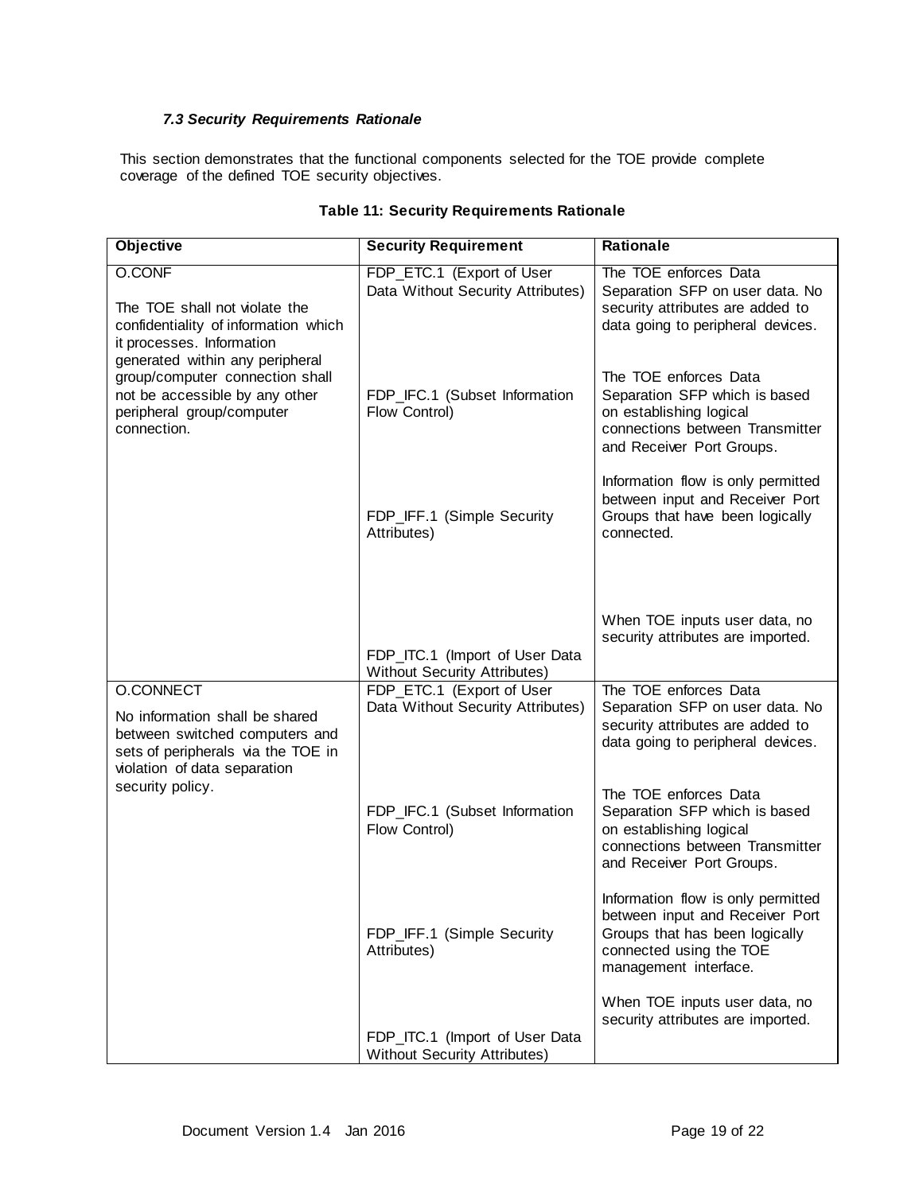### *7.3 Security Requirements Rationale*

This section demonstrates that the functional components selected for the TOE provide complete coverage of the defined TOE security objectives.

**Table 11: Security Requirements Rationale**

| Objective | Security Requirement | Rationale |
|---|---|---|
| O.CONF<br><br>The TOE shall not violate the confidentiality of information which it processes. Information generated within any peripheral group/computer connection shall not be accessible by any other peripheral group/computer connection. | FDP_ETC.1 (Export of User Data Without Security Attributes) | The TOE enforces Data Separation SFP on user data. No security attributes are added to data going to peripheral devices. |
| | FDP_IFC.1 (Subset Information Flow Control) | The TOE enforces Data Separation SFP which is based on establishing logical connections between Transmitter and Receiver Port Groups. |
| | FDP_IFF.1 (Simple Security Attributes) | Information flow is only permitted between input and Receiver Port Groups that have been logically connected. |
| | FDP_ITC.1 (Import of User Data Without Security Attributes) | When TOE inputs user data, no security attributes are imported. |
| O.CONNECT<br><br>No information shall be shared between switched computers and sets of peripherals via the TOE in violation of data separation security policy. | FDP_ETC.1 (Export of User Data Without Security Attributes) | The TOE enforces Data Separation SFP on user data. No security attributes are added to data going to peripheral devices. |
| | FDP_IFC.1 (Subset Information Flow Control) | The TOE enforces Data Separation SFP which is based on establishing logical connections between Transmitter and Receiver Port Groups. |
| | FDP_IFF.1 (Simple Security Attributes) | Information flow is only permitted between input and Receiver Port Groups that has been logically connected using the TOE management interface. |
| | FDP_ITC.1 (Import of User Data Without Security Attributes) | When TOE inputs user data, no security attributes are imported. |

Document Version 1.4 Jan 2016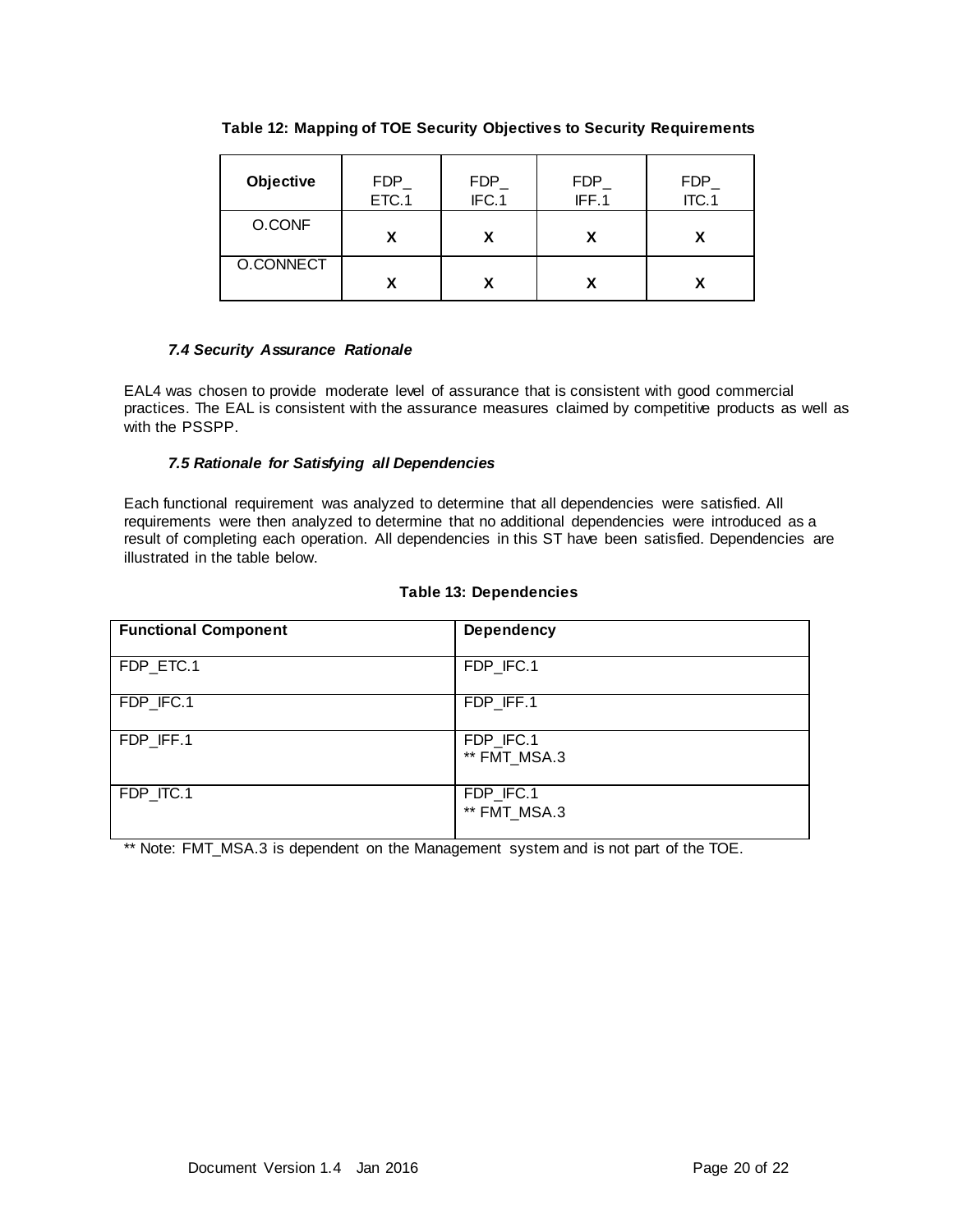**Table 12: Mapping of TOE Security Objectives to Security Requirements**

| Objective | FDP_ETC.1 | FDP_IFC.1 | FDP_IFF.1 | FDP_ITC.1 |
|---|---|---|---|---|
| O.CONF | X | X | X | X |
| O.CONNECT | X | X | X | X |

### *7.4 Security Assurance Rationale*

EAL4 was chosen to provide moderate level of assurance that is consistent with good commercial practices. The EAL is consistent with the assurance measures claimed by competitive products as well as with the PSSPP.

### *7.5 Rationale for Satisfying all Dependencies*

Each functional requirement was analyzed to determine that all dependencies were satisfied. All requirements were then analyzed to determine that no additional dependencies were introduced as a result of completing each operation. All dependencies in this ST have been satisfied. Dependencies are illustrated in the table below.

**Table 13: Dependencies**

| Functional Component | Dependency |
|---|---|
| FDP_ETC.1 | FDP_IFC.1 |
| FDP_IFC.1 | FDP_IFF.1 |
| FDP_IFF.1 | FDP_IFC.1<br>** FMT_MSA.3 |
| FDP_ITC.1 | FDP_IFC.1<br>** FMT_MSA.3 |

** Note: FMT_MSA.3 is dependent on the Management system and is not part of the TOE.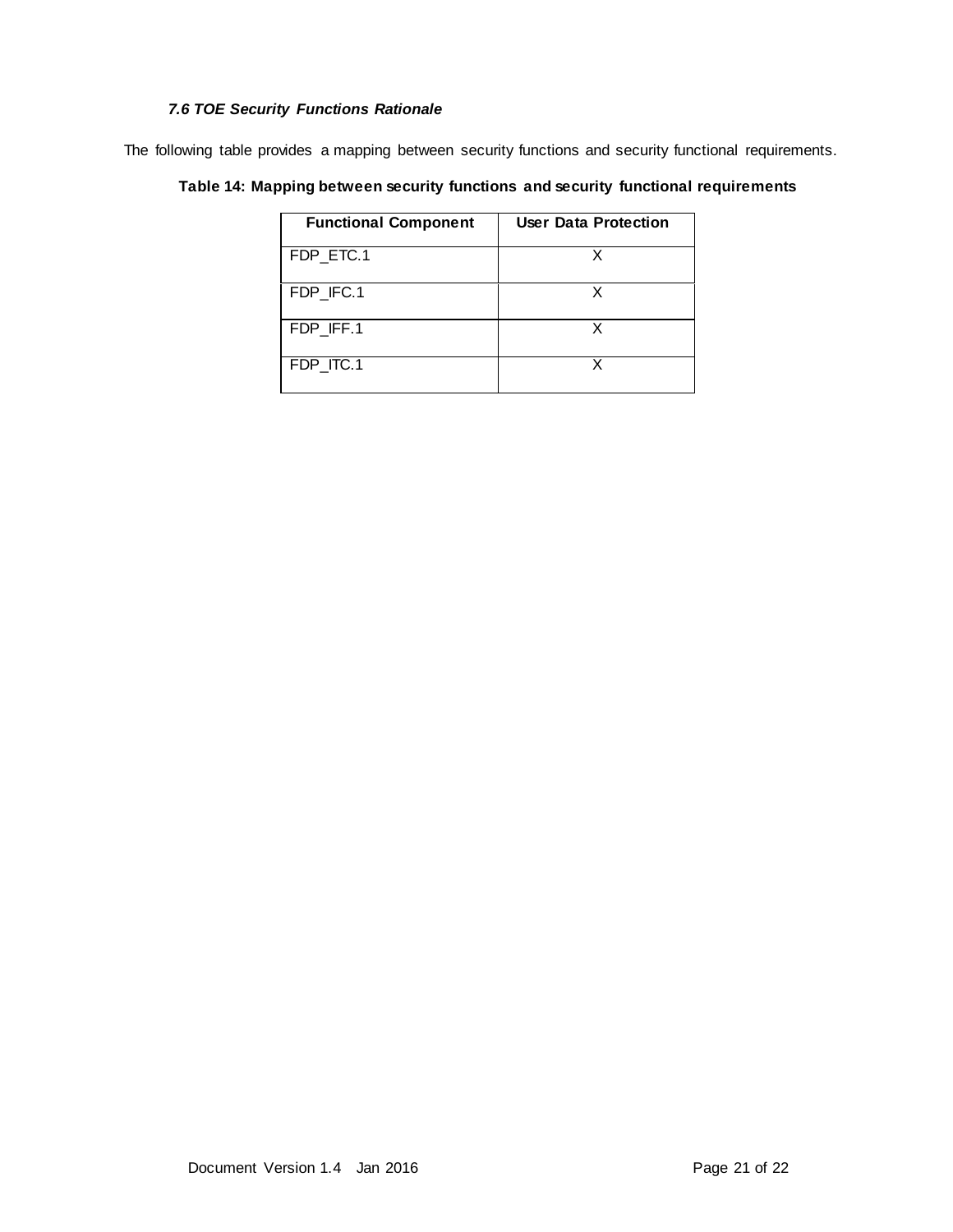### *7.6 TOE Security Functions Rationale*

The following table provides a mapping between security functions and security functional requirements.

**Table 14: Mapping between security functions and security functional requirements**

| Functional Component | User Data Protection |
| --- | --- |
| FDP_ETC.1 | X |
| FDP_IFC.1 | X |
| FDP_IFF.1 | X |
| FDP_ITC.1 | X |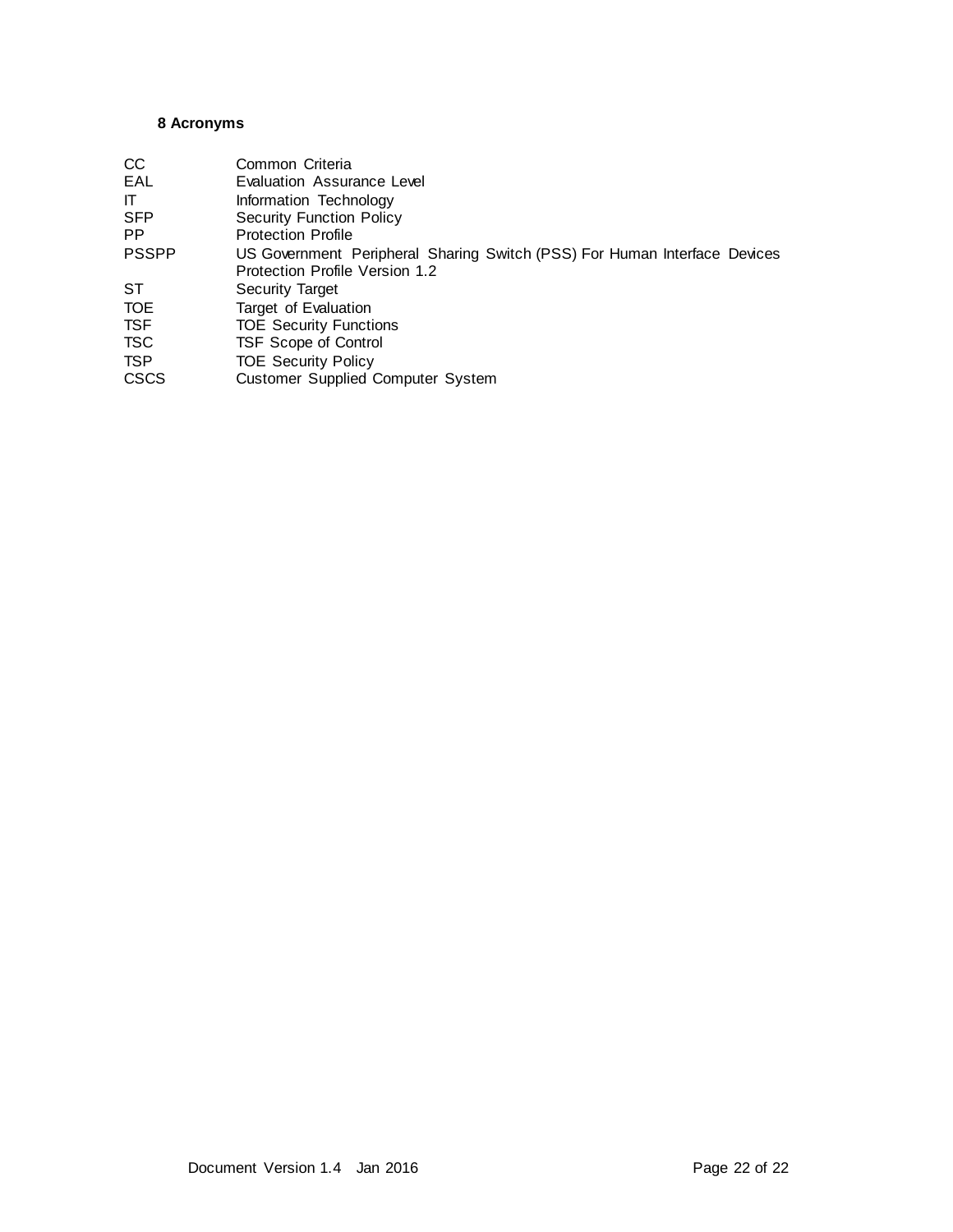## 8 Acronyms

| | |
|---|---|
| CC | Common Criteria |
| EAL | Evaluation Assurance Level |
| IT | Information Technology |
| SFP | Security Function Policy |
| PP | Protection Profile |
| PSSPP | US Government Peripheral Sharing Switch (PSS) For Human Interface Devices Protection Profile Version 1.2 |
| ST | Security Target |
| TOE | Target of Evaluation |
| TSF | TOE Security Functions |
| TSC | TSF Scope of Control |
| TSP | TOE Security Policy |
| CSCS | Customer Supplied Computer System |